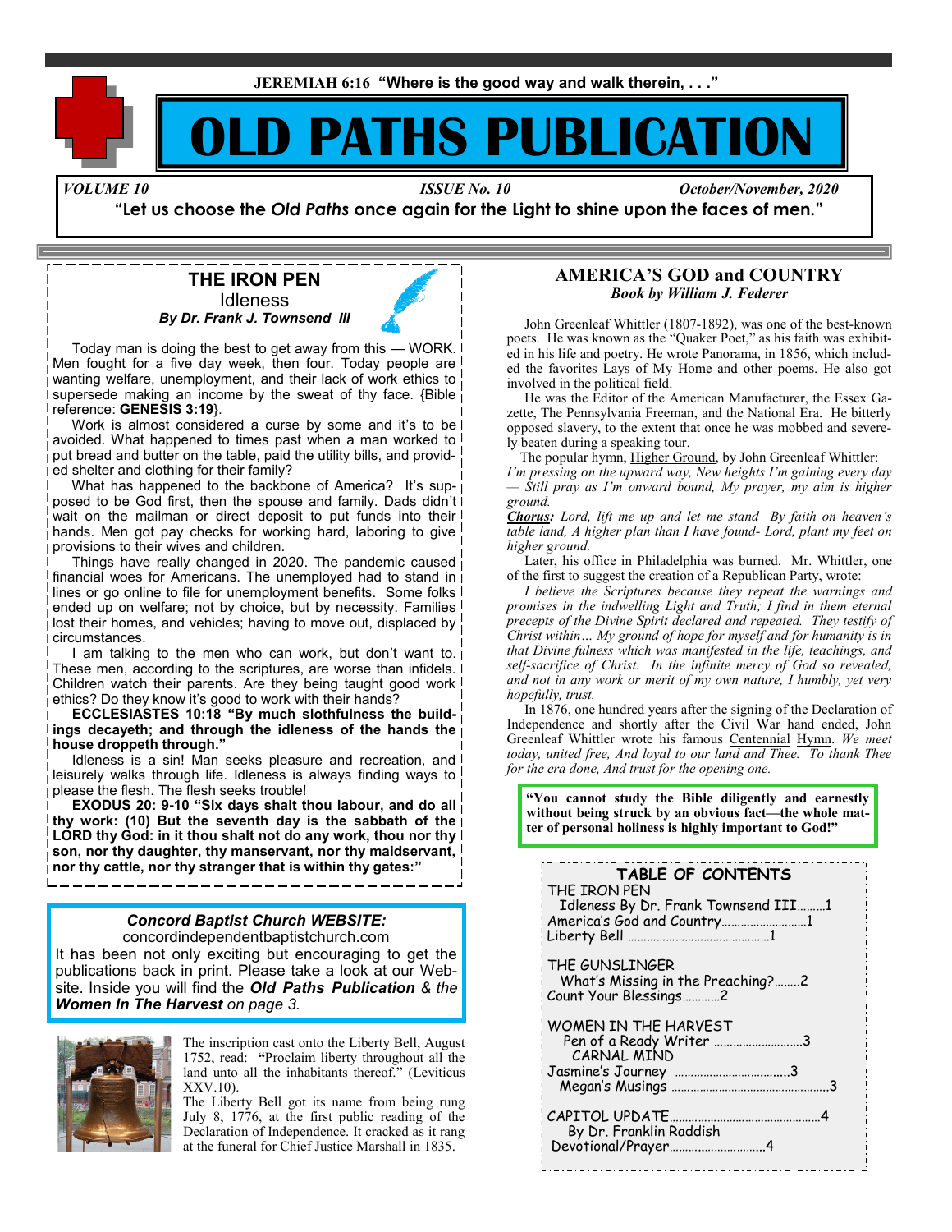JEREMIAH 6:16 **"Where is the good way and walk therein, . . ."**

# OLD PATHS PUBLICATION

*VOLUME 10* — *ISSUE No. 10* — *October/November, 2020*

**"Let us choose the *Old Paths* once again for the Light to shine upon the faces of men."**

## THE IRON PEN

### Idleness

***By Dr. Frank J. Townsend III***

Today man is doing the best to get away from this — WORK. Men fought for a five day week, then four. Today people are wanting welfare, unemployment, and their lack of work ethics to supersede making an income by the sweat of thy face. {Bible reference: **GENESIS 3:19**}.

Work is almost considered a curse by some and it's to be avoided. What happened to times past when a man worked to put bread and butter on the table, paid the utility bills, and provided shelter and clothing for their family?

What has happened to the backbone of America? It's supposed to be God first, then the spouse and family. Dads didn't wait on the mailman or direct deposit to put funds into their hands. Men got pay checks for working hard, laboring to give provisions to their wives and children.

Things have really changed in 2020. The pandemic caused financial woes for Americans. The unemployed had to stand in lines or go online to file for unemployment benefits. Some folks ended up on welfare; not by choice, but by necessity. Families lost their homes, and vehicles; having to move out, displaced by circumstances.

I am talking to the men who can work, but don't want to. These men, according to the scriptures, are worse than infidels. Children watch their parents. Are they being taught good work ethics? Do they know it's good to work with their hands?

**ECCLESIASTES 10:18 "By much slothfulness the buildings decayeth; and through the idleness of the hands the house droppeth through."**

Idleness is a sin! Man seeks pleasure and recreation, and leisurely walks through life. Idleness is always finding ways to please the flesh. The flesh seeks trouble!

**EXODUS 20: 9-10 "Six days shalt thou labour, and do all thy work: (10) But the seventh day is the sabbath of the LORD thy God: in it thou shalt not do any work, thou nor thy son, nor thy daughter, thy manservant, nor thy maidservant, nor thy cattle, nor thy stranger that is within thy gates:"**

---

***Concord Baptist Church WEBSITE:***

concordindependentbaptistchurch.com

It has been not only exciting but encouraging to get the publications back in print. Please take a look at our Website. Inside you will find the ***Old Paths Publication*** *& the* ***Women In The Harvest*** *on page 3.*

---

The inscription cast onto the Liberty Bell, August 1752, read: **"**Proclaim liberty throughout all the land unto all the inhabitants thereof." (Leviticus XXV.10).

The Liberty Bell got its name from being rung July 8, 1776, at the first public reading of the Declaration of Independence. It cracked as it rang at the funeral for Chief Justice Marshall in 1835.

## AMERICA'S GOD and COUNTRY

***Book by William J. Federer***

John Greenleaf Whittler (1807-1892), was one of the best-known poets. He was known as the "Quaker Poet," as his faith was exhibited in his life and poetry. He wrote Panorama, in 1856, which included the favorites Lays of My Home and other poems. He also got involved in the political field.

He was the Editor of the American Manufacturer, the Essex Gazette, The Pennsylvania Freeman, and the National Era. He bitterly opposed slavery, to the extent that once he was mobbed and severely beaten during a speaking tour.

The popular hymn, Higher Ground, by John Greenleaf Whittler: *I'm pressing on the upward way, New heights I'm gaining every day — Still pray as I'm onward bound, My prayer, my aim is higher ground.*

***Chorus:*** *Lord, lift me up and let me stand By faith on heaven's table land, A higher plan than I have found- Lord, plant my feet on higher ground.*

Later, his office in Philadelphia was burned. Mr. Whittler, one of the first to suggest the creation of a Republican Party, wrote:

*I believe the Scriptures because they repeat the warnings and promises in the indwelling Light and Truth; I find in them eternal precepts of the Divine Spirit declared and repeated. They testify of Christ within… My ground of hope for myself and for humanity is in that Divine fulness which was manifested in the life, teachings, and self-sacrifice of Christ. In the infinite mercy of God so revealed, and not in any work or merit of my own nature, I humbly, yet very hopefully, trust.*

In 1876, one hundred years after the signing of the Declaration of Independence and shortly after the Civil War hand ended, John Greenleaf Whittler wrote his famous Centennial Hymn. *We meet today, united free, And loyal to our land and Thee. To thank Thee for the era done, And trust for the opening one.*

---

**"You cannot study the Bible diligently and earnestly without being struck by an obvious fact—the whole matter of personal holiness is highly important to God!"**

---

### TABLE OF CONTENTS

THE IRON PEN
- Idleness By Dr. Frank Townsend III .........1
- America's God and Country .........1
- Liberty Bell .........1

THE GUNSLINGER
- What's Missing in the Preaching? .........2
- Count Your Blessings .........2

WOMEN IN THE HARVEST
- Pen of a Ready Writer .........3
  - CARNAL MIND
- Jasmine's Journey .........3
- Megan's Musings .........3

CAPITOL UPDATE .........4
- By Dr. Franklin Raddish
- Devotional/Prayer .........4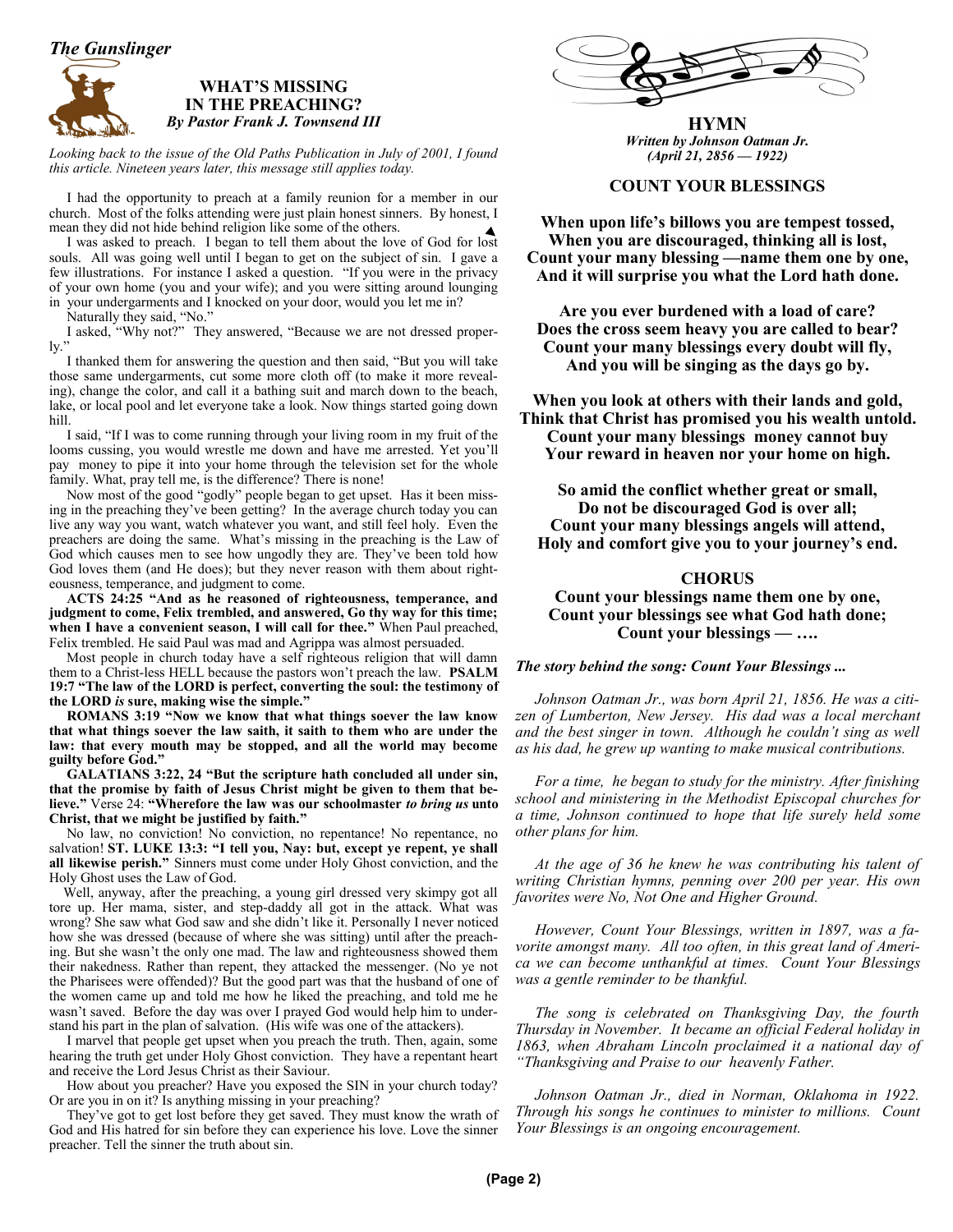*The Gunslinger*

## WHAT'S MISSING IN THE PREACHING?

***By Pastor Frank J. Townsend III***

*Looking back to the issue of the Old Paths Publication in July of 2001, I found this article. Nineteen years later, this message still applies today.*

I had the opportunity to preach at a family reunion for a member in our church. Most of the folks attending were just plain honest sinners. By honest, I mean they did not hide behind religion like some of the others.

I was asked to preach. I began to tell them about the love of God for lost souls. All was going well until I began to get on the subject of sin. I gave a few illustrations. For instance I asked a question. "If you were in the privacy of your own home (you and your wife); and you were sitting around lounging in your undergarments and I knocked on your door, would you let me in?

Naturally they said, "No."

I asked, "Why not?" They answered, "Because we are not dressed properly."

I thanked them for answering the question and then said, "But you will take those same undergarments, cut some more cloth off (to make it more revealing), change the color, and call it a bathing suit and march down to the beach, lake, or local pool and let everyone take a look. Now things started going down hill.

I said, "If I was to come running through your living room in my fruit of the looms cussing, you would wrestle me down and have me arrested. Yet you'll pay money to pipe it into your home through the television set for the whole family. What, pray tell me, is the difference? There is none!

Now most of the good "godly" people began to get upset. Has it been missing in the preaching they've been getting? In the average church today you can live any way you want, watch whatever you want, and still feel holy. Even the preachers are doing the same. What's missing in the preaching is the Law of God which causes men to see how ungodly they are. They've been told how God loves them (and He does); but they never reason with them about righteousness, temperance, and judgment to come.

**ACTS 24:25 "And as he reasoned of righteousness, temperance, and judgment to come, Felix trembled, and answered, Go thy way for this time; when I have a convenient season, I will call for thee."** When Paul preached, Felix trembled. He said Paul was mad and Agrippa was almost persuaded.

Most people in church today have a self righteous religion that will damn them to a Christ-less HELL because the pastors won't preach the law. **PSALM 19:7 "The law of the LORD is perfect, converting the soul: the testimony of the LORD *is* sure, making wise the simple."**

**ROMANS 3:19 "Now we know that what things soever the law know that what things soever the law saith, it saith to them who are under the law: that every mouth may be stopped, and all the world may become guilty before God."**

**GALATIANS 3:22, 24 "But the scripture hath concluded all under sin, that the promise by faith of Jesus Christ might be given to them that believe."** Verse 24: **"Wherefore the law was our schoolmaster *to bring us* unto Christ, that we might be justified by faith."**

No law, no conviction! No conviction, no repentance! No repentance, no salvation! **ST. LUKE 13:3: "I tell you, Nay: but, except ye repent, ye shall all likewise perish."** Sinners must come under Holy Ghost conviction, and the Holy Ghost uses the Law of God.

Well, anyway, after the preaching, a young girl dressed very skimpy got all tore up. Her mama, sister, and step-daddy all got in the attack. What was wrong? She saw what God saw and she didn't like it. Personally I never noticed how she was dressed (because of where she was sitting) until after the preaching. But she wasn't the only one mad. The law and righteousness showed them their nakedness. Rather than repent, they attacked the messenger. (No ye not the Pharisees were offended)? But the good part was that the husband of one of the women came up and told me how he liked the preaching, and told me he wasn't saved. Before the day was over I prayed God would help him to understand his part in the plan of salvation. (His wife was one of the attackers).

I marvel that people get upset when you preach the truth. Then, again, some hearing the truth get under Holy Ghost conviction. They have a repentant heart and receive the Lord Jesus Christ as their Saviour.

How about you preacher? Have you exposed the SIN in your church today? Or are you in on it? Is anything missing in your preaching?

They've got to get lost before they get saved. They must know the wrath of God and His hatred for sin before they can experience his love. Love the sinner preacher. Tell the sinner the truth about sin.

## HYMN

***Written by Johnson Oatman Jr.***
***(April 21, 2856 — 1922)***

### COUNT YOUR BLESSINGS

**When upon life's billows you are tempest tossed,**
**When you are discouraged, thinking all is lost,**
**Count your many blessing —name them one by one,**
**And it will surprise you what the Lord hath done.**

**Are you ever burdened with a load of care?**
**Does the cross seem heavy you are called to bear?**
**Count your many blessings every doubt will fly,**
**And you will be singing as the days go by.**

**When you look at others with their lands and gold,**
**Think that Christ has promised you his wealth untold.**
**Count your many blessings money cannot buy**
**Your reward in heaven nor your home on high.**

**So amid the conflict whether great or small,**
**Do not be discouraged God is over all;**
**Count your many blessings angels will attend,**
**Holy and comfort give you to your journey's end.**

**CHORUS**

**Count your blessings name them one by one,**
**Count your blessings see what God hath done;**
**Count your blessings — ….**

***The story behind the song: Count Your Blessings ...***

*Johnson Oatman Jr., was born April 21, 1856. He was a citizen of Lumberton, New Jersey. His dad was a local merchant and the best singer in town. Although he couldn't sing as well as his dad, he grew up wanting to make musical contributions.*

*For a time, he began to study for the ministry. After finishing school and ministering in the Methodist Episcopal churches for a time, Johnson continued to hope that life surely held some other plans for him.*

*At the age of 36 he knew he was contributing his talent of writing Christian hymns, penning over 200 per year. His own favorites were No, Not One and Higher Ground.*

*However, Count Your Blessings, written in 1897, was a favorite amongst many. All too often, in this great land of America we can become unthankful at times. Count Your Blessings was a gentle reminder to be thankful.*

*The song is celebrated on Thanksgiving Day, the fourth Thursday in November. It became an official Federal holiday in 1863, when Abraham Lincoln proclaimed it a national day of "Thanksgiving and Praise to our heavenly Father.*

*Johnson Oatman Jr., died in Norman, Oklahoma in 1922. Through his songs he continues to minister to millions. Count Your Blessings is an ongoing encouragement.*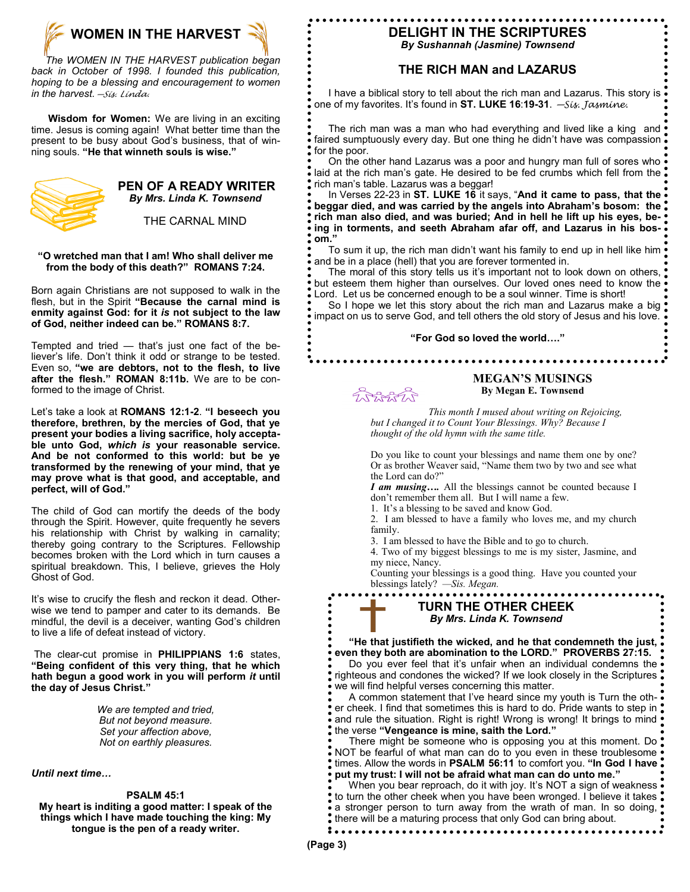# WOMEN IN THE HARVEST

*The WOMEN IN THE HARVEST publication began back in October of 1998. I founded this publication, hoping to be a blessing and encouragement to women in the harvest. —Sis. Linda.*

**Wisdom for Women:** We are living in an exciting time. Jesus is coming again! What better time than the present to be busy about God's business, that of winning souls. **"He that winneth souls is wise."**

## PEN OF A READY WRITER

***By Mrs. Linda K. Townsend***

THE CARNAL MIND

**"O wretched man that I am! Who shall deliver me from the body of this death?" ROMANS 7:24.**

Born again Christians are not supposed to walk in the flesh, but in the Spirit **"Because the carnal mind is enmity against God: for it *is* not subject to the law of God, neither indeed can be." ROMANS 8:7.**

Tempted and tried — that's just one fact of the believer's life. Don't think it odd or strange to be tested. Even so, **"we are debtors, not to the flesh, to live after the flesh." ROMAN 8:11b.** We are to be conformed to the image of Christ.

Let's take a look at **ROMANS 12:1-2**. **"I beseech you therefore, brethren, by the mercies of God, that ye present your bodies a living sacrifice, holy acceptable unto God, *which is* your reasonable service. And be not conformed to this world: but be ye transformed by the renewing of your mind, that ye may prove what is that good, and acceptable, and perfect, will of God."**

The child of God can mortify the deeds of the body through the Spirit. However, quite frequently he severs his relationship with Christ by walking in carnality; thereby going contrary to the Scriptures. Fellowship becomes broken with the Lord which in turn causes a spiritual breakdown. This, I believe, grieves the Holy Ghost of God.

It's wise to crucify the flesh and reckon it dead. Otherwise we tend to pamper and cater to its demands. Be mindful, the devil is a deceiver, wanting God's children to live a life of defeat instead of victory.

The clear-cut promise in **PHILIPPIANS 1:6** states, **"Being confident of this very thing, that he which hath begun a good work in you will perform *it* until the day of Jesus Christ."**

*We are tempted and tried,*
*But not beyond measure.*
*Set your affection above,*
*Not on earthly pleasures.*

***Until next time…***

**PSALM 45:1**
**My heart is inditing a good matter: I speak of the things which I have made touching the king: My tongue is the pen of a ready writer.**

## DELIGHT IN THE SCRIPTURES

***By Sushannah (Jasmine) Townsend***

### THE RICH MAN and LAZARUS

I have a biblical story to tell about the rich man and Lazarus. This story is one of my favorites. It's found in **ST. LUKE 16:19-31**. *—Sis. Jasmine.*

The rich man was a man who had everything and lived like a king and faired sumptuously every day. But one thing he didn't have was compassion for the poor.

On the other hand Lazarus was a poor and hungry man full of sores who laid at the rich man's gate. He desired to be fed crumbs which fell from the rich man's table. Lazarus was a beggar!

In Verses 22-23 in **ST. LUKE 16** it says, "**And it came to pass, that the beggar died, and was carried by the angels into Abraham's bosom: the rich man also died, and was buried; And in hell he lift up his eyes, being in torments, and seeth Abraham afar off, and Lazarus in his bosom."**

To sum it up, the rich man didn't want his family to end up in hell like him and be in a place (hell) that you are forever tormented in.

The moral of this story tells us it's important not to look down on others, but esteem them higher than ourselves. Our loved ones need to know the Lord. Let us be concerned enough to be a soul winner. Time is short!

So I hope we let this story about the rich man and Lazarus make a big impact on us to serve God, and tell others the old story of Jesus and his love.

**"For God so loved the world…."**

## MEGAN'S MUSINGS

**By Megan E. Townsend**

*This month I mused about writing on Rejoicing, but I changed it to Count Your Blessings. Why? Because I thought of the old hymn with the same title.*

Do you like to count your blessings and name them one by one? Or as brother Weaver said, "Name them two by two and see what the Lord can do?"

***I am musing….*** All the blessings cannot be counted because I don't remember them all. But I will name a few.

1. It's a blessing to be saved and know God.
2. I am blessed to have a family who loves me, and my church family.
3. I am blessed to have the Bible and to go to church.
4. Two of my biggest blessings to me is my sister, Jasmine, and my niece, Nancy.

Counting your blessings is a good thing. Have you counted your blessings lately? *—Sis. Megan.*

## TURN THE OTHER CHEEK

***By Mrs. Linda K. Townsend***

**"He that justifieth the wicked, and he that condemneth the just, even they both are abomination to the LORD." PROVERBS 27:15.**

Do you ever feel that it's unfair when an individual condemns the righteous and condones the wicked? If we look closely in the Scriptures we will find helpful verses concerning this matter.

A common statement that I've heard since my youth is Turn the other cheek. I find that sometimes this is hard to do. Pride wants to step in and rule the situation. Right is right! Wrong is wrong! It brings to mind the verse **"Vengeance is mine, saith the Lord."**

There might be someone who is opposing you at this moment. Do NOT be fearful of what man can do to you even in these troublesome times. Allow the words in **PSALM 56:11** to comfort you. **"In God I have put my trust: I will not be afraid what man can do unto me."**

When you bear reproach, do it with joy. It's NOT a sign of weakness to turn the other cheek when you have been wronged. I believe it takes a stronger person to turn away from the wrath of man. In so doing, there will be a maturing process that only God can bring about.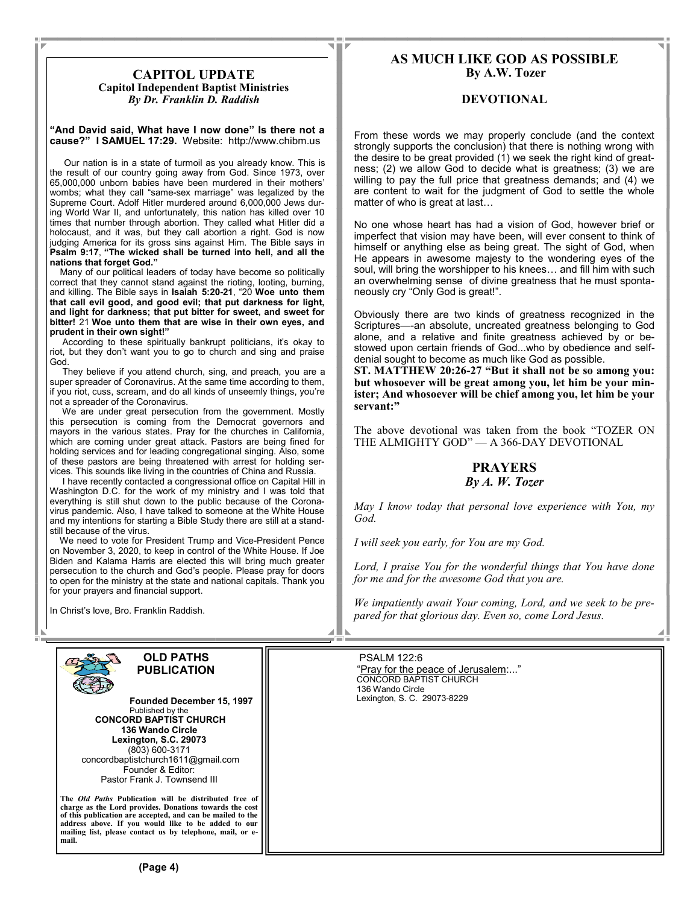## CAPITOL UPDATE

**Capitol Independent Baptist Ministries**

***By Dr. Franklin D. Raddish***

**"And David said, What have I now done" Is there not a cause?" I SAMUEL 17:29.** Website: http://www.chibm.us

Our nation is in a state of turmoil as you already know. This is the result of our country going away from God. Since 1973, over 65,000,000 unborn babies have been murdered in their mothers' wombs; what they call "same-sex marriage" was legalized by the Supreme Court. Adolf Hitler murdered around 6,000,000 Jews during World War II, and unfortunately, this nation has killed over 10 times that number through abortion. They called what Hitler did a holocaust, and it was, but they call abortion a right. God is now judging America for its gross sins against Him. The Bible says in **Psalm 9:17**, **"The wicked shall be turned into hell, and all the nations that forget God."**

Many of our political leaders of today have become so politically correct that they cannot stand against the rioting, looting, burning, and killing. The Bible says in **Isaiah 5:20-21**, "20 **Woe unto them that call evil good, and good evil; that put darkness for light, and light for darkness; that put bitter for sweet, and sweet for bitter!** 21 **Woe unto them that are wise in their own eyes, and prudent in their own sight!"**

According to these spiritually bankrupt politicians, it's okay to riot, but they don't want you to go to church and sing and praise God.

They believe if you attend church, sing, and preach, you are a super spreader of Coronavirus. At the same time according to them, if you riot, cuss, scream, and do all kinds of unseemly things, you're not a spreader of the Coronavirus.

We are under great persecution from the government. Mostly this persecution is coming from the Democrat governors and mayors in the various states. Pray for the churches in California, which are coming under great attack. Pastors are being fined for holding services and for leading congregational singing. Also, some of these pastors are being threatened with arrest for holding services. This sounds like living in the countries of China and Russia.

I have recently contacted a congressional office on Capital Hill in Washington D.C. for the work of my ministry and I was told that everything is still shut down to the public because of the Coronavirus pandemic. Also, I have talked to someone at the White House and my intentions for starting a Bible Study there are still at a standstill because of the virus.

We need to vote for President Trump and Vice-President Pence on November 3, 2020, to keep in control of the White House. If Joe Biden and Kalama Harris are elected this will bring much greater persecution to the church and God's people. Please pray for doors to open for the ministry at the state and national capitals. Thank you for your prayers and financial support.

In Christ's love, Bro. Franklin Raddish.

## AS MUCH LIKE GOD AS POSSIBLE

**By A.W. Tozer**

### DEVOTIONAL

From these words we may properly conclude (and the context strongly supports the conclusion) that there is nothing wrong with the desire to be great provided (1) we seek the right kind of greatness; (2) we allow God to decide what is greatness; (3) we are willing to pay the full price that greatness demands; and (4) we are content to wait for the judgment of God to settle the whole matter of who is great at last…

No one whose heart has had a vision of God, however brief or imperfect that vision may have been, will ever consent to think of himself or anything else as being great. The sight of God, when He appears in awesome majesty to the wondering eyes of the soul, will bring the worshipper to his knees… and fill him with such an overwhelming sense of divine greatness that he must spontaneously cry "Only God is great!".

Obviously there are two kinds of greatness recognized in the Scriptures—-an absolute, uncreated greatness belonging to God alone, and a relative and finite greatness achieved by or bestowed upon certain friends of God...who by obedience and self-denial sought to become as much like God as possible.

**ST. MATTHEW 20:26-27 "But it shall not be so among you: but whosoever will be great among you, let him be your minister; And whosoever will be chief among you, let him be your servant:"**

The above devotional was taken from the book "TOZER ON THE ALMIGHTY GOD" — A 366-DAY DEVOTIONAL

## PRAYERS

***By A. W. Tozer***

*May I know today that personal love experience with You, my God.*

*I will seek you early, for You are my God.*

*Lord, I praise You for the wonderful things that You have done for me and for the awesome God that you are.*

*We impatiently await Your coming, Lord, and we seek to be prepared for that glorious day. Even so, come Lord Jesus.*

## OLD PATHS PUBLICATION

**Founded December 15, 1997**

Published by the

**CONCORD BAPTIST CHURCH**
**136 Wando Circle**
**Lexington, S.C. 29073**

(803) 600-3171

concordbaptistchurch1611@gmail.com

Founder & Editor:
Pastor Frank J. Townsend III

**The *Old Paths* Publication will be distributed free of charge as the Lord provides. Donations towards the cost of this publication are accepted, and can be mailed to the address above. If you would like to be added to our mailing list, please contact us by telephone, mail, or e-mail.**

PSALM 122:6
"Pray for the peace of Jerusalem:..."

CONCORD BAPTIST CHURCH
136 Wando Circle
Lexington, S. C. 29073-8229